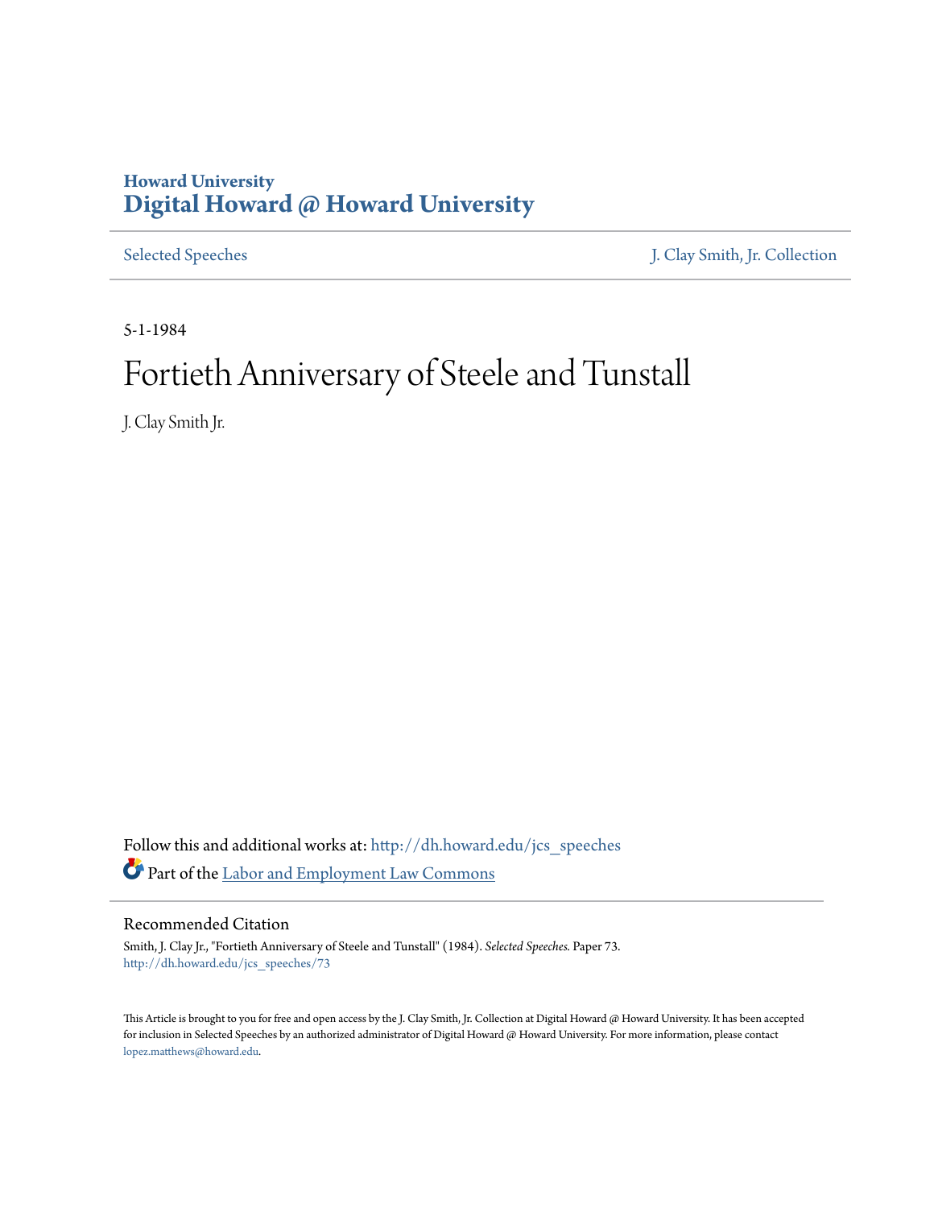Howard University
**Digital Howard @ Howard University**

Selected Speeches

J. Clay Smith, Jr. Collection

5-1-1984

# Fortieth Anniversary of Steele and Tunstall

J. Clay Smith Jr.

Follow this and additional works at: http://dh.howard.edu/jcs_speeches

Part of the Labor and Employment Law Commons

## Recommended Citation

Smith, J. Clay Jr., "Fortieth Anniversary of Steele and Tunstall" (1984). *Selected Speeches.* Paper 73.
http://dh.howard.edu/jcs_speeches/73

This Article is brought to you for free and open access by the J. Clay Smith, Jr. Collection at Digital Howard @ Howard University. It has been accepted for inclusion in Selected Speeches by an authorized administrator of Digital Howard @ Howard University. For more information, please contact lopez.matthews@howard.edu.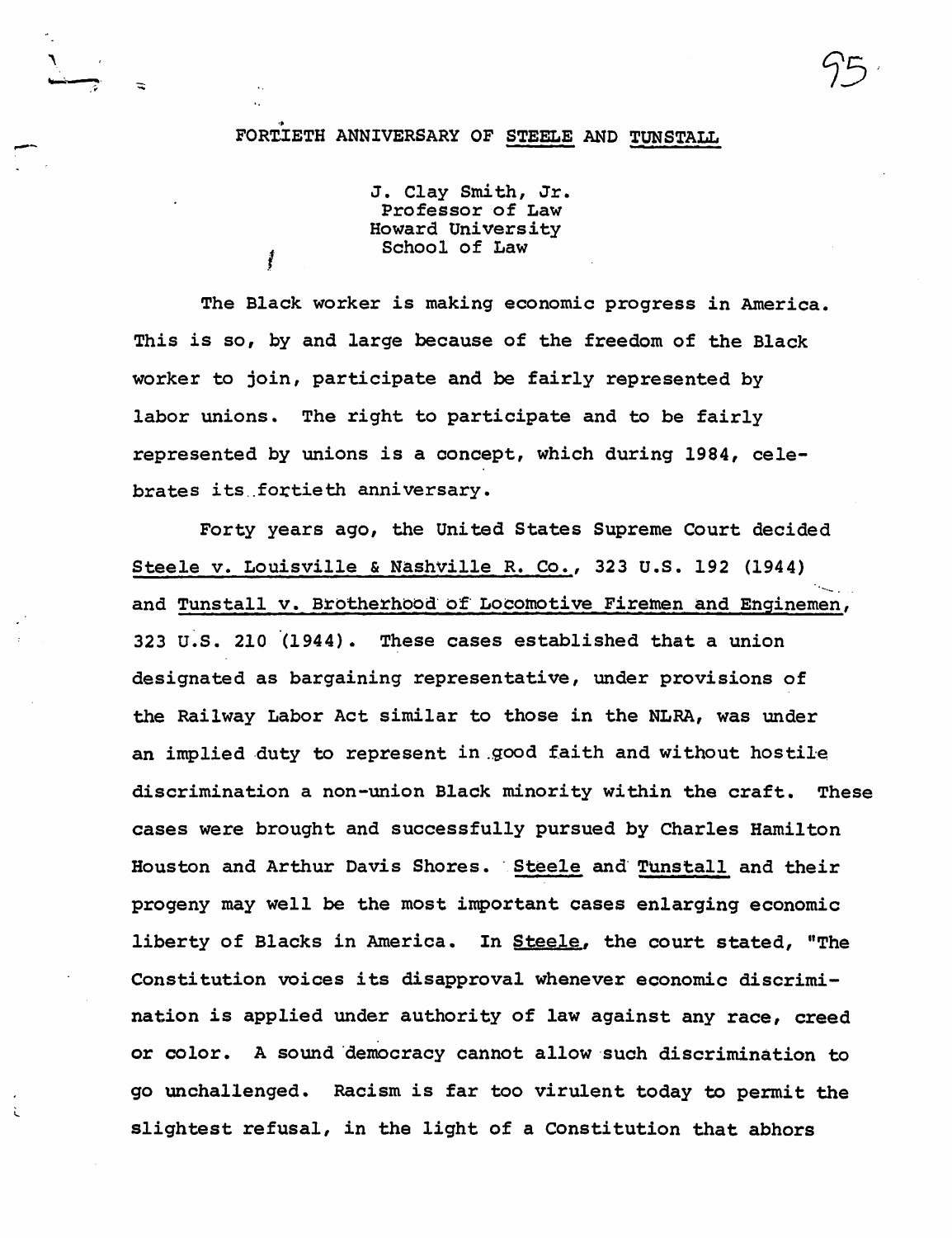# FORTIETH ANNIVERSARY OF STEELE AND TUNSTALL

J. Clay Smith, Jr.
Professor of Law
Howard University
School of Law

The Black worker is making economic progress in America. This is so, by and large because of the freedom of the Black worker to join, participate and be fairly represented by labor unions. The right to participate and to be fairly represented by unions is a concept, which during 1984, celebrates its fortieth anniversary.

Forty years ago, the United States Supreme Court decided Steele v. Louisville & Nashville R. Co., 323 U.S. 192 (1944) and Tunstall v. Brotherhood of Locomotive Firemen and Enginemen, 323 U.S. 210 (1944). These cases established that a union designated as bargaining representative, under provisions of the Railway Labor Act similar to those in the NLRA, was under an implied duty to represent in good faith and without hostile discrimination a non-union Black minority within the craft. These cases were brought and successfully pursued by Charles Hamilton Houston and Arthur Davis Shores. Steele and Tunstall and their progeny may well be the most important cases enlarging economic liberty of Blacks in America. In Steele, the court stated, "The Constitution voices its disapproval whenever economic discrimination is applied under authority of law against any race, creed or color. A sound democracy cannot allow such discrimination to go unchallenged. Racism is far too virulent today to permit the slightest refusal, in the light of a Constitution that abhors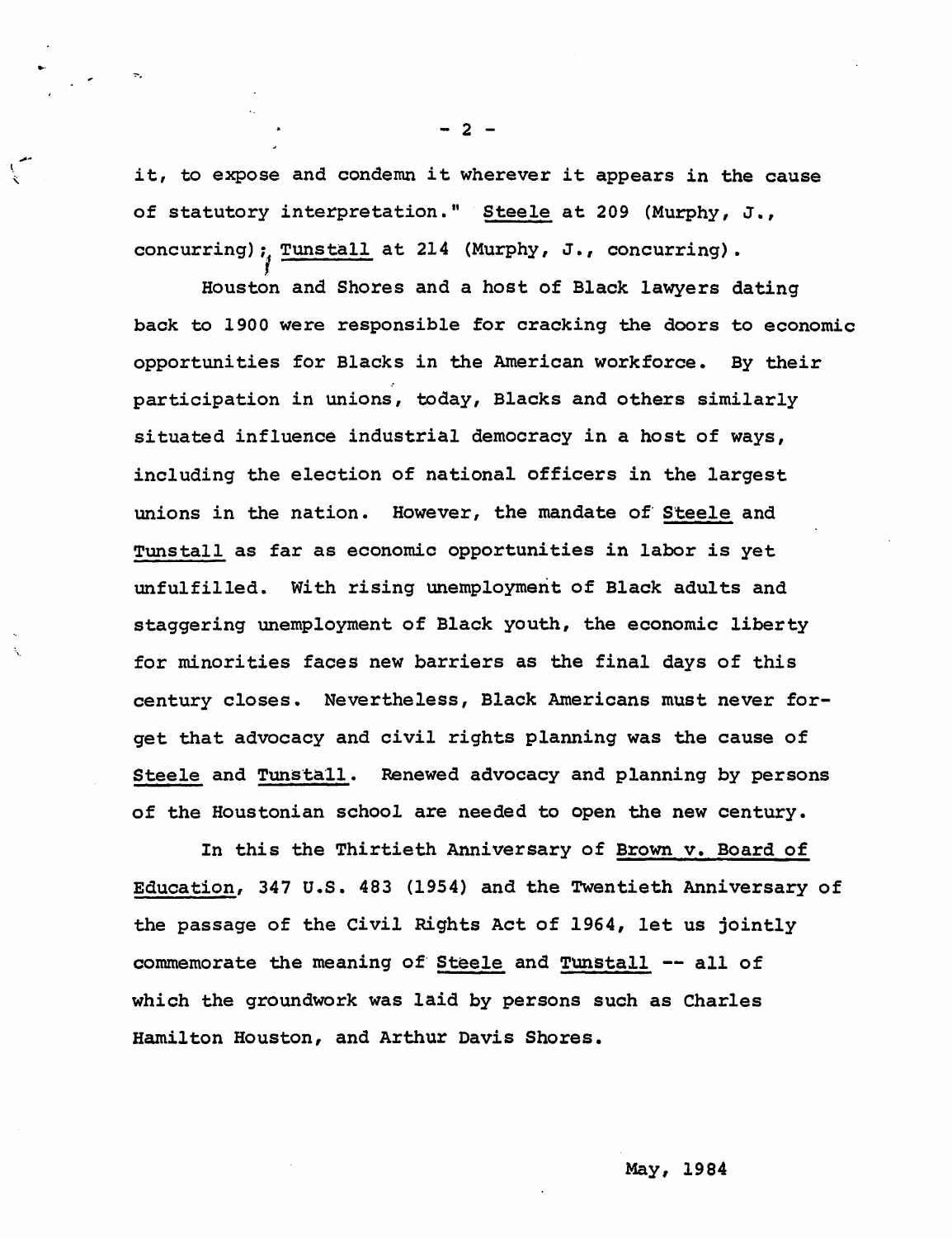it, to expose and condemn it wherever it appears in the cause of statutory interpretation." Steele at 209 (Murphy, J., concurring); Tunstall at 214 (Murphy, J., concurring).

Houston and Shores and a host of Black lawyers dating back to 1900 were responsible for cracking the doors to economic opportunities for Blacks in the American workforce. By their participation in unions, today, Blacks and others similarly situated influence industrial democracy in a host of ways, including the election of national officers in the largest unions in the nation. However, the mandate of Steele and Tunstall as far as economic opportunities in labor is yet unfulfilled. With rising unemployment of Black adults and staggering unemployment of Black youth, the economic liberty for minorities faces new barriers as the final days of this century closes. Nevertheless, Black Americans must never forget that advocacy and civil rights planning was the cause of Steele and Tunstall. Renewed advocacy and planning by persons of the Houstonian school are needed to open the new century.

In this the Thirtieth Anniversary of Brown v. Board of Education, 347 U.S. 483 (1954) and the Twentieth Anniversary of the passage of the Civil Rights Act of 1964, let us jointly commemorate the meaning of Steele and Tunstall -- all of which the groundwork was laid by persons such as Charles Hamilton Houston, and Arthur Davis Shores.

May, 1984